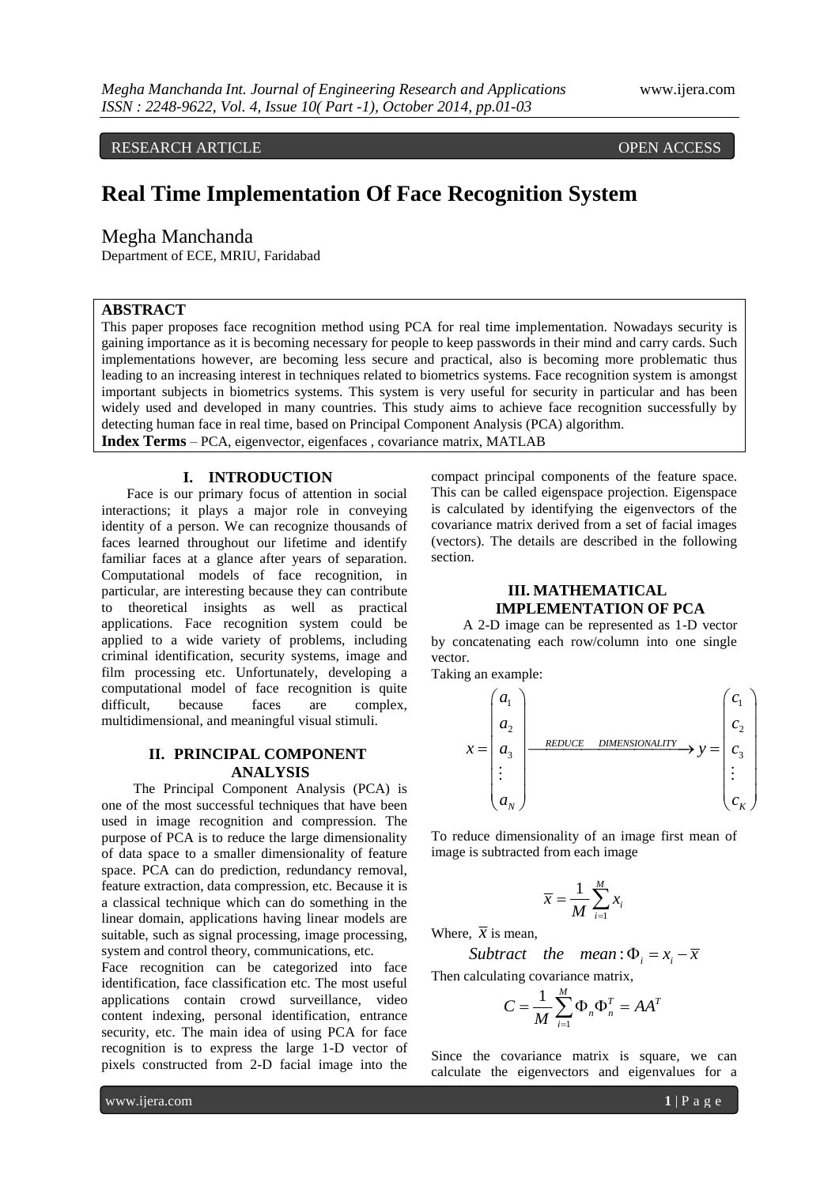RESEARCH ARTICLE OPEN ACCESS

# Real Time Implementation Of Face Recognition System

Megha Manchanda

Department of ECE, MRIU, Faridabad

## ABSTRACT

This paper proposes face recognition method using PCA for real time implementation. Nowadays security is gaining importance as it is becoming necessary for people to keep passwords in their mind and carry cards. Such implementations however, are becoming less secure and practical, also is becoming more problematic thus leading to an increasing interest in techniques related to biometrics systems. Face recognition system is amongst important subjects in biometrics systems. This system is very useful for security in particular and has been widely used and developed in many countries. This study aims to achieve face recognition successfully by detecting human face in real time, based on Principal Component Analysis (PCA) algorithm.

**Index Terms** – PCA, eigenvector, eigenfaces , covariance matrix, MATLAB

## I. INTRODUCTION

Face is our primary focus of attention in social interactions; it plays a major role in conveying identity of a person. We can recognize thousands of faces learned throughout our lifetime and identify familiar faces at a glance after years of separation. Computational models of face recognition, in particular, are interesting because they can contribute to theoretical insights as well as practical applications. Face recognition system could be applied to a wide variety of problems, including criminal identification, security systems, image and film processing etc. Unfortunately, developing a computational model of face recognition is quite difficult, because faces are complex, multidimensional, and meaningful visual stimuli.

## II. PRINCIPAL COMPONENT ANALYSIS

The Principal Component Analysis (PCA) is one of the most successful techniques that have been used in image recognition and compression. The purpose of PCA is to reduce the large dimensionality of data space to a smaller dimensionality of feature space. PCA can do prediction, redundancy removal, feature extraction, data compression, etc. Because it is a classical technique which can do something in the linear domain, applications having linear models are suitable, such as signal processing, image processing, system and control theory, communications, etc.

Face recognition can be categorized into face identification, face classification etc. The most useful applications contain crowd surveillance, video content indexing, personal identification, entrance security, etc. The main idea of using PCA for face recognition is to express the large 1-D vector of pixels constructed from 2-D facial image into the compact principal components of the feature space. This can be called eigenspace projection. Eigenspace is calculated by identifying the eigenvectors of the covariance matrix derived from a set of facial images (vectors). The details are described in the following section.

## III. MATHEMATICAL IMPLEMENTATION OF PCA

A 2-D image can be represented as 1-D vector by concatenating each row/column into one single vector.

Taking an example:

$$x = \begin{pmatrix} a_1 \\ a_2 \\ a_3 \\ \vdots \\ a_N \end{pmatrix} \xrightarrow{REDUCE \quad DIMENSIONALITY} y = \begin{pmatrix} c_1 \\ c_2 \\ c_3 \\ \vdots \\ c_K \end{pmatrix}$$

To reduce dimensionality of an image first mean of image is subtracted from each image

$$\overline{x} = \frac{1}{M} \sum_{i=1}^{M} x_i$$

Where, $\overline{x}$ is mean,

$$Subtract \quad the \quad mean : \Phi_i = x_i - \overline{x}$$

Then calculating covariance matrix,

$$C = \frac{1}{M} \sum_{i=1}^{M} \Phi_n \Phi_n^T = AA^T$$

Since the covariance matrix is square, we can calculate the eigenvectors and eigenvalues for a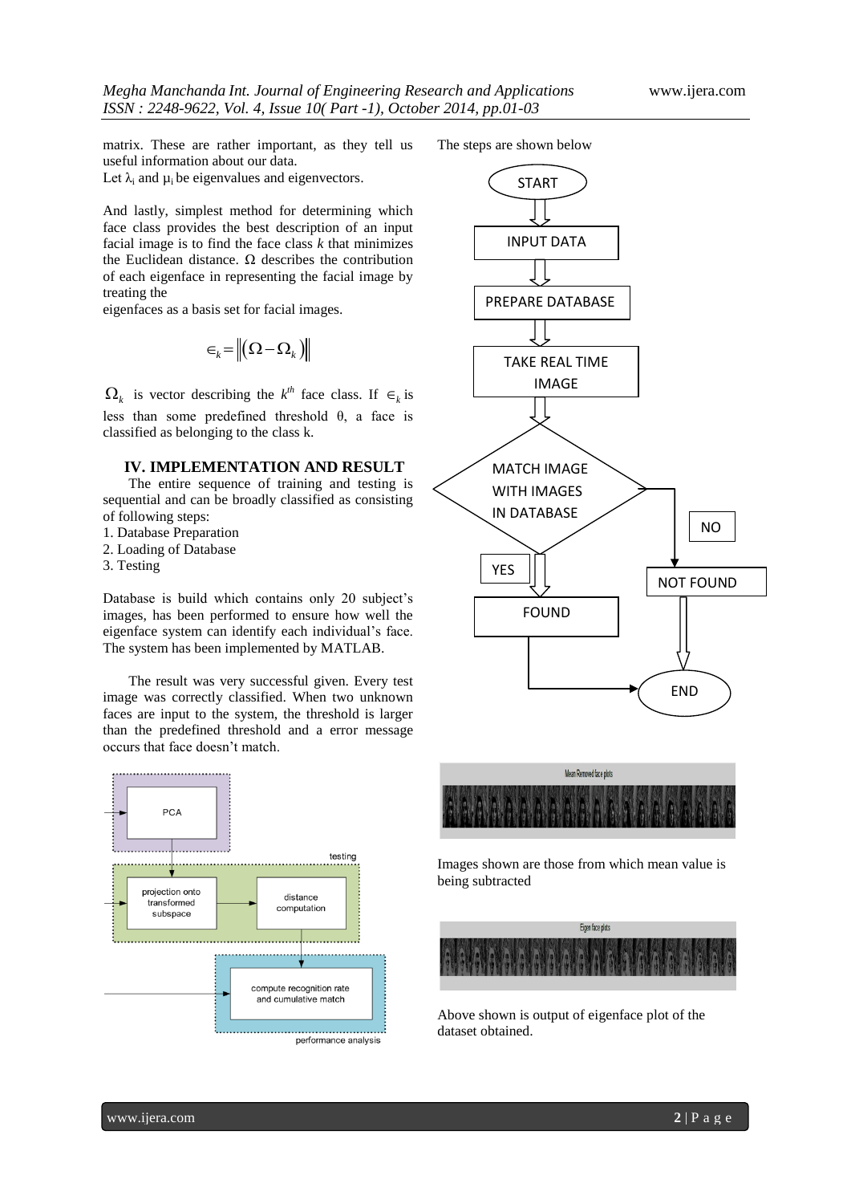matrix. These are rather important, as they tell us useful information about our data.
Let $\lambda_i$ and $\mu_i$ be eigenvalues and eigenvectors.

And lastly, simplest method for determining which face class provides the best description of an input facial image is to find the face class *k* that minimizes the Euclidean distance. $\Omega$ describes the contribution of each eigenface in representing the facial image by treating the
eigenfaces as a basis set for facial images.

$$\epsilon_k = \left\| (\Omega - \Omega_k) \right\|$$

$\Omega_k$ is vector describing the $k^{th}$ face class. If $\epsilon_k$ is less than some predefined threshold $\theta$, a face is classified as belonging to the class k.

## IV. IMPLEMENTATION AND RESULT

The entire sequence of training and testing is sequential and can be broadly classified as consisting of following steps:

1. Database Preparation
2. Loading of Database
3. Testing

Database is build which contains only 20 subject's images, has been performed to ensure how well the eigenface system can identify each individual's face. The system has been implemented by MATLAB.

The result was very successful given. Every test image was correctly classified. When two unknown faces are input to the system, the threshold is larger than the predefined threshold and a error message occurs that face doesn't match.

PCA → testing: projection onto transformed subspace → distance computation → performance analysis: compute recognition rate and cumulative match

The steps are shown below

START → INPUT DATA → PREPARE DATABASE → TAKE REAL TIME IMAGE → MATCH IMAGE WITH IMAGES IN DATABASE → YES: FOUND → END; NO: NOT FOUND → END

Mean Removed face plots

Images shown are those from which mean value is being subtracted

Eigen face plots

Above shown is output of eigenface plot of the dataset obtained.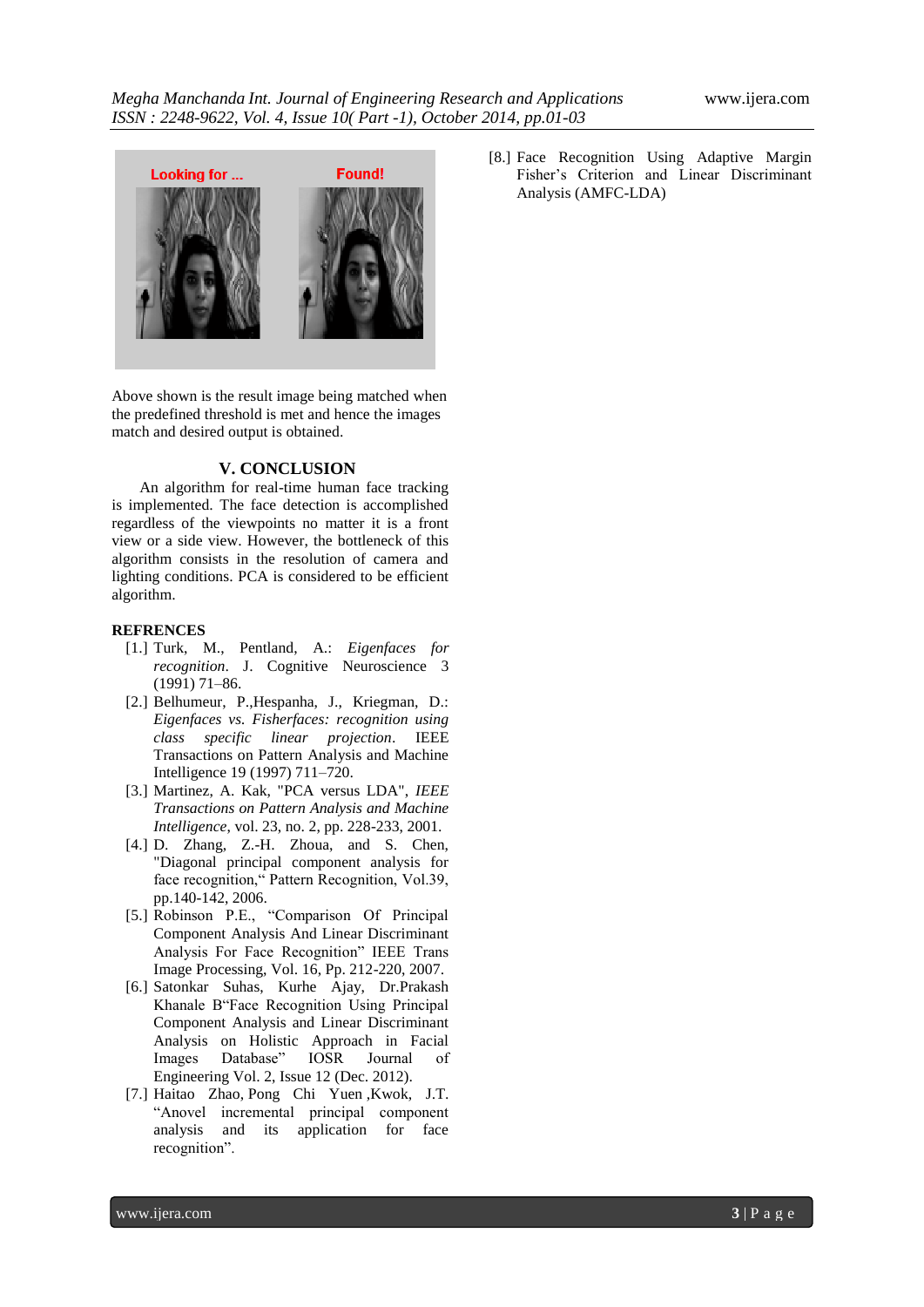Looking for ...

Found!

Above shown is the result image being matched when the predefined threshold is met and hence the images match and desired output is obtained.

## V. CONCLUSION

An algorithm for real-time human face tracking is implemented. The face detection is accomplished regardless of the viewpoints no matter it is a front view or a side view. However, the bottleneck of this algorithm consists in the resolution of camera and lighting conditions. PCA is considered to be efficient algorithm.

**REFRENCES**

[1.] Turk, M., Pentland, A.: *Eigenfaces for recognition*. J. Cognitive Neuroscience 3 (1991) 71–86.

[2.] Belhumeur, P.,Hespanha, J., Kriegman, D.: *Eigenfaces vs. Fisherfaces: recognition using class specific linear projection*. IEEE Transactions on Pattern Analysis and Machine Intelligence 19 (1997) 711–720.

[3.] Martinez, A. Kak, "PCA versus LDA", *IEEE Transactions on Pattern Analysis and Machine Intelligence*, vol. 23, no. 2, pp. 228-233, 2001.

[4.] D. Zhang, Z.-H. Zhoua, and S. Chen, "Diagonal principal component analysis for face recognition," Pattern Recognition, Vol.39, pp.140-142, 2006.

[5.] Robinson P.E., "Comparison Of Principal Component Analysis And Linear Discriminant Analysis For Face Recognition" IEEE Trans Image Processing, Vol. 16, Pp. 212-220, 2007.

[6.] Satonkar Suhas, Kurhe Ajay, Dr.Prakash Khanale B"Face Recognition Using Principal Component Analysis and Linear Discriminant Analysis on Holistic Approach in Facial Images Database" IOSR Journal of Engineering Vol. 2, Issue 12 (Dec. 2012).

[7.] Haitao Zhao, Pong Chi Yuen ,Kwok, J.T. "Anovel incremental principal component analysis and its application for face recognition".

[8.] Face Recognition Using Adaptive Margin Fisher's Criterion and Linear Discriminant Analysis (AMFC-LDA)